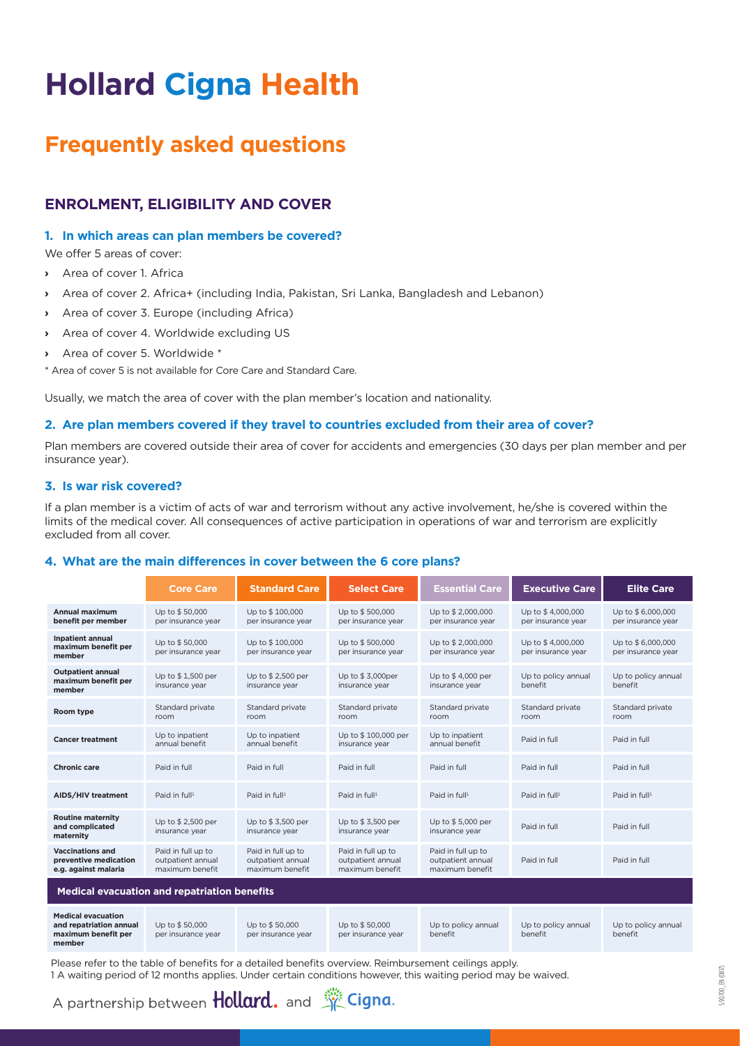# Hollard Cigna Health

## Frequently asked questions

### ENROLMENT, ELIGIBILITY AND COVER

#### 1. In which areas can plan members be covered?

We offer 5 areas of cover:

- Area of cover 1. Africa
- Area of cover 2. Africa+ (including India, Pakistan, Sri Lanka, Bangladesh and Lebanon)
- Area of cover 3. Europe (including Africa)
- Area of cover 4. Worldwide excluding US
- Area of cover 5. Worldwide *

* Area of cover 5 is not available for Core Care and Standard Care.

Usually, we match the area of cover with the plan member's location and nationality.

#### 2. Are plan members covered if they travel to countries excluded from their area of cover?

Plan members are covered outside their area of cover for accidents and emergencies (30 days per plan member and per insurance year).

#### 3. Is war risk covered?

If a plan member is a victim of acts of war and terrorism without any active involvement, he/she is covered within the limits of the medical cover. All consequences of active participation in operations of war and terrorism are explicitly excluded from all cover.

#### 4. What are the main differences in cover between the 6 core plans?

| | Core Care | Standard Care | Select Care | Essential Care | Executive Care | Elite Care |
|---|---|---|---|---|---|---|
| **Annual maximum benefit per member** | Up to $ 50,000 per insurance year | Up to $ 100,000 per insurance year | Up to $ 500,000 per insurance year | Up to $ 2,000,000 per insurance year | Up to $ 4,000,000 per insurance year | Up to $ 6,000,000 per insurance year |
| **Inpatient annual maximum benefit per member** | Up to $ 50,000 per insurance year | Up to $ 100,000 per insurance year | Up to $ 500,000 per insurance year | Up to $ 2,000,000 per insurance year | Up to $ 4,000,000 per insurance year | Up to $ 6,000,000 per insurance year |
| **Outpatient annual maximum benefit per member** | Up to $ 1,500 per insurance year | Up to $ 2,500 per insurance year | Up to $ 3,000per insurance year | Up to $ 4,000 per insurance year | Up to policy annual benefit | Up to policy annual benefit |
| **Room type** | Standard private room | Standard private room | Standard private room | Standard private room | Standard private room | Standard private room |
| **Cancer treatment** | Up to inpatient annual benefit | Up to inpatient annual benefit | Up to $ 100,000 per insurance year | Up to inpatient annual benefit | Paid in full | Paid in full |
| **Chronic care** | Paid in full | Paid in full | Paid in full | Paid in full | Paid in full | Paid in full |
| **AIDS/HIV treatment** | Paid in full[1] | Paid in full[1] | Paid in full[1] | Paid in full[1] | Paid in full[1] | Paid in full[1] |
| **Routine maternity and complicated maternity** | Up to $ 2,500 per insurance year | Up to $ 3,500 per insurance year | Up to $ 3,500 per insurance year | Up to $ 5,000 per insurance year | Paid in full | Paid in full |
| **Vaccinations and preventive medication e.g. against malaria** | Paid in full up to outpatient annual maximum benefit | Paid in full up to outpatient annual maximum benefit | Paid in full up to outpatient annual maximum benefit | Paid in full up to outpatient annual maximum benefit | Paid in full | Paid in full |
| **Medical evacuation and repatriation benefits** | | | | | | |
| **Medical evacuation and repatriation annual maximum benefit per member** | Up to $ 50,000 per insurance year | Up to $ 50,000 per insurance year | Up to $ 50,000 per insurance year | Up to policy annual benefit | Up to policy annual benefit | Up to policy annual benefit |

Please refer to the table of benefits for a detailed benefits overview. Reimbursement ceilings apply.

1 A waiting period of 12 months applies. Under certain conditions however, this waiting period may be waived.

A partnership between Hollard. and Cigna.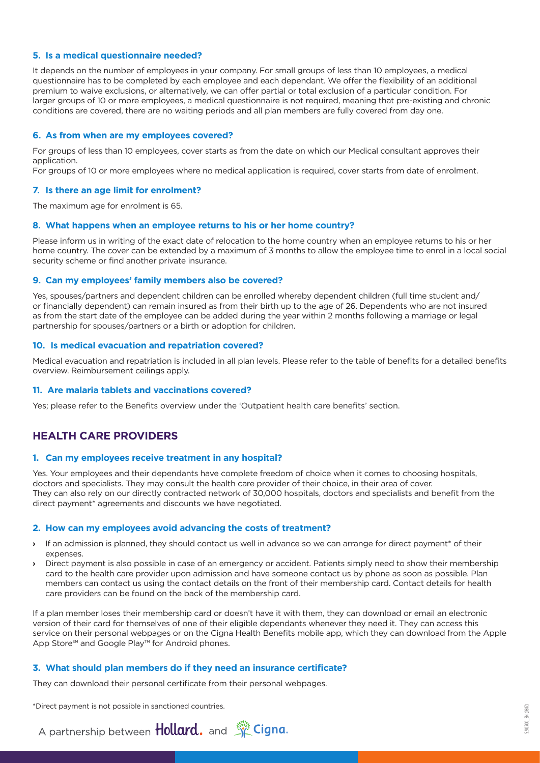### 5. Is a medical questionnaire needed?

It depends on the number of employees in your company. For small groups of less than 10 employees, a medical questionnaire has to be completed by each employee and each dependant. We offer the flexibility of an additional premium to waive exclusions, or alternatively, we can offer partial or total exclusion of a particular condition. For larger groups of 10 or more employees, a medical questionnaire is not required, meaning that pre-existing and chronic conditions are covered, there are no waiting periods and all plan members are fully covered from day one.

### 6. As from when are my employees covered?

For groups of less than 10 employees, cover starts as from the date on which our Medical consultant approves their application.
For groups of 10 or more employees where no medical application is required, cover starts from date of enrolment.

### 7. Is there an age limit for enrolment?

The maximum age for enrolment is 65.

### 8. What happens when an employee returns to his or her home country?

Please inform us in writing of the exact date of relocation to the home country when an employee returns to his or her home country. The cover can be extended by a maximum of 3 months to allow the employee time to enrol in a local social security scheme or find another private insurance.

### 9. Can my employees' family members also be covered?

Yes, spouses/partners and dependent children can be enrolled whereby dependent children (full time student and/or financially dependent) can remain insured as from their birth up to the age of 26. Dependents who are not insured as from the start date of the employee can be added during the year within 2 months following a marriage or legal partnership for spouses/partners or a birth or adoption for children.

### 10. Is medical evacuation and repatriation covered?

Medical evacuation and repatriation is included in all plan levels. Please refer to the table of benefits for a detailed benefits overview. Reimbursement ceilings apply.

### 11. Are malaria tablets and vaccinations covered?

Yes; please refer to the Benefits overview under the 'Outpatient health care benefits' section.

## HEALTH CARE PROVIDERS

### 1. Can my employees receive treatment in any hospital?

Yes. Your employees and their dependants have complete freedom of choice when it comes to choosing hospitals, doctors and specialists. They may consult the health care provider of their choice, in their area of cover.
They can also rely on our directly contracted network of 30,000 hospitals, doctors and specialists and benefit from the direct payment* agreements and discounts we have negotiated.

### 2. How can my employees avoid advancing the costs of treatment?

- If an admission is planned, they should contact us well in advance so we can arrange for direct payment* of their expenses.
- Direct payment is also possible in case of an emergency or accident. Patients simply need to show their membership card to the health care provider upon admission and have someone contact us by phone as soon as possible. Plan members can contact us using the contact details on the front of their membership card. Contact details for health care providers can be found on the back of the membership card.

If a plan member loses their membership card or doesn't have it with them, they can download or email an electronic version of their card for themselves of one of their eligible dependants whenever they need it. They can access this service on their personal webpages or on the Cigna Health Benefits mobile app, which they can download from the Apple App Store℠ and Google Play™ for Android phones.

### 3. What should plan members do if they need an insurance certificate?

They can download their personal certificate from their personal webpages.

*Direct payment is not possible in sanctioned countries.

A partnership between Hollard. and Cigna.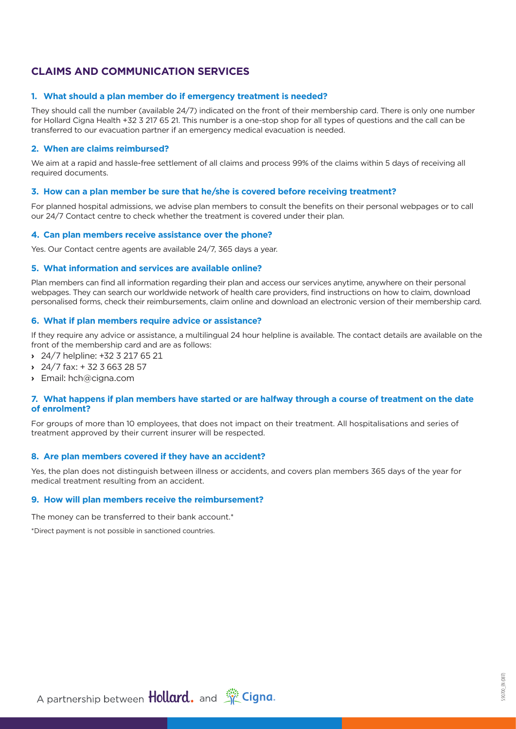## CLAIMS AND COMMUNICATION SERVICES

### 1. What should a plan member do if emergency treatment is needed?

They should call the number (available 24/7) indicated on the front of their membership card. There is only one number for Hollard Cigna Health +32 3 217 65 21. This number is a one-stop shop for all types of questions and the call can be transferred to our evacuation partner if an emergency medical evacuation is needed.

### 2. When are claims reimbursed?

We aim at a rapid and hassle-free settlement of all claims and process 99% of the claims within 5 days of receiving all required documents.

### 3. How can a plan member be sure that he/she is covered before receiving treatment?

For planned hospital admissions, we advise plan members to consult the benefits on their personal webpages or to call our 24/7 Contact centre to check whether the treatment is covered under their plan.

### 4. Can plan members receive assistance over the phone?

Yes. Our Contact centre agents are available 24/7, 365 days a year.

### 5. What information and services are available online?

Plan members can find all information regarding their plan and access our services anytime, anywhere on their personal webpages. They can search our worldwide network of health care providers, find instructions on how to claim, download personalised forms, check their reimbursements, claim online and download an electronic version of their membership card.

### 6. What if plan members require advice or assistance?

If they require any advice or assistance, a multilingual 24 hour helpline is available. The contact details are available on the front of the membership card and are as follows:

- 24/7 helpline: +32 3 217 65 21
- 24/7 fax: + 32 3 663 28 57
- Email: hch@cigna.com

### 7. What happens if plan members have started or are halfway through a course of treatment on the date of enrolment?

For groups of more than 10 employees, that does not impact on their treatment. All hospitalisations and series of treatment approved by their current insurer will be respected.

### 8. Are plan members covered if they have an accident?

Yes, the plan does not distinguish between illness or accidents, and covers plan members 365 days of the year for medical treatment resulting from an accident.

### 9. How will plan members receive the reimbursement?

The money can be transferred to their bank account.*

*Direct payment is not possible in sanctioned countries.

A partnership between Hollard. and Cigna.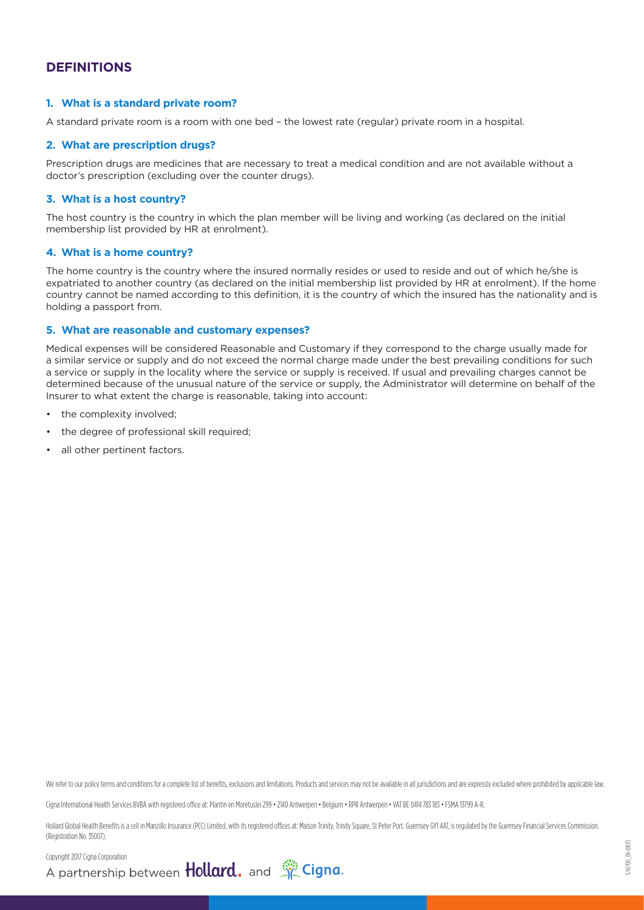## DEFINITIONS

### 1. What is a standard private room?

A standard private room is a room with one bed – the lowest rate (regular) private room in a hospital.

### 2. What are prescription drugs?

Prescription drugs are medicines that are necessary to treat a medical condition and are not available without a doctor's prescription (excluding over the counter drugs).

### 3. What is a host country?

The host country is the country in which the plan member will be living and working (as declared on the initial membership list provided by HR at enrolment).

### 4. What is a home country?

The home country is the country where the insured normally resides or used to reside and out of which he/she is expatriated to another country (as declared on the initial membership list provided by HR at enrolment). If the home country cannot be named according to this definition, it is the country of which the insured has the nationality and is holding a passport from.

### 5. What are reasonable and customary expenses?

Medical expenses will be considered Reasonable and Customary if they correspond to the charge usually made for a similar service or supply and do not exceed the normal charge made under the best prevailing conditions for such a service or supply in the locality where the service or supply is received. If usual and prevailing charges cannot be determined because of the unusual nature of the service or supply, the Administrator will determine on behalf of the Insurer to what extent the charge is reasonable, taking into account:

- the complexity involved;
- the degree of professional skill required;
- all other pertinent factors.

We refer to our policy terms and conditions for a complete list of benefits, exclusions and limitations. Products and services may not be available in all jurisdictions and are expressly excluded where prohibited by applicable law.

Cigna International Health Services BVBA with registered office at: Plantin en Moretuslei 299 • 2140 Antwerpen • Belgium • RPR Antwerpen • VAT BE 0414 783 183 • FSMA 13799 A-R.

Hollard Global Health Benefits is a cell in Manzillo Insurance (PCC) Limited, with its registered offices at: Maison Trinity, Trinity Square, St Peter Port. Guernsey GY1 4AT, is regulated by the Guernsey Financial Services Commission. (Registration No. 35007).

Copyright 2017 Cigna Corporation

A partnership between Hollard. and Cigna.

5.90.700_EN (0817)